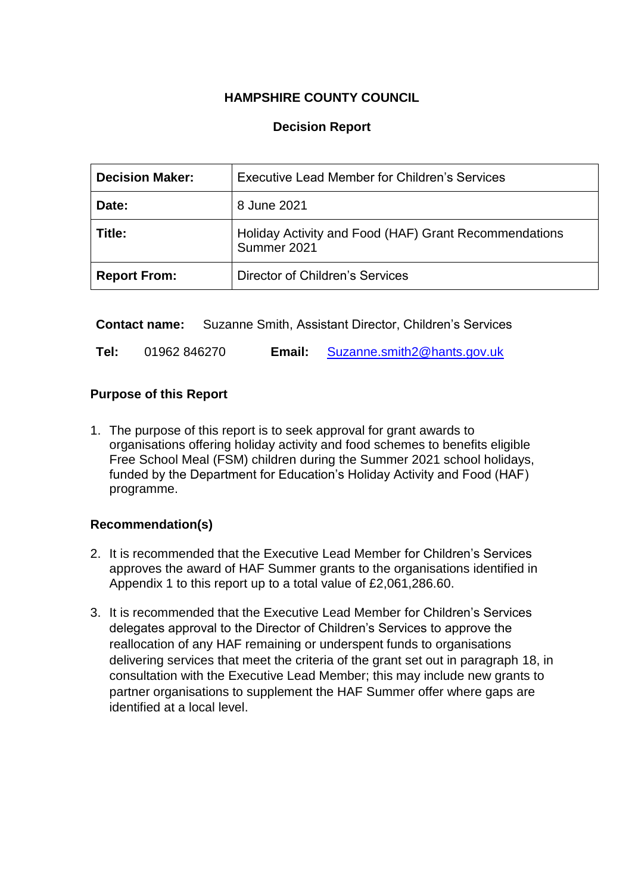**HAMPSHIRE COUNTY COUNCIL**

**Decision Report**

| **Decision Maker:** | Executive Lead Member for Children's Services |
|---|---|
| **Date:** | 8 June 2021 |
| **Title:** | Holiday Activity and Food (HAF) Grant Recommendations Summer 2021 |
| **Report From:** | Director of Children's Services |

**Contact name:** Suzanne Smith, Assistant Director, Children's Services

**Tel:** 01962 846270 **Email:** Suzanne.smith2@hants.gov.uk

## Purpose of this Report

1. The purpose of this report is to seek approval for grant awards to organisations offering holiday activity and food schemes to benefits eligible Free School Meal (FSM) children during the Summer 2021 school holidays, funded by the Department for Education's Holiday Activity and Food (HAF) programme.

## Recommendation(s)

2. It is recommended that the Executive Lead Member for Children's Services approves the award of HAF Summer grants to the organisations identified in Appendix 1 to this report up to a total value of £2,061,286.60.

3. It is recommended that the Executive Lead Member for Children's Services delegates approval to the Director of Children's Services to approve the reallocation of any HAF remaining or underspent funds to organisations delivering services that meet the criteria of the grant set out in paragraph 18, in consultation with the Executive Lead Member; this may include new grants to partner organisations to supplement the HAF Summer offer where gaps are identified at a local level.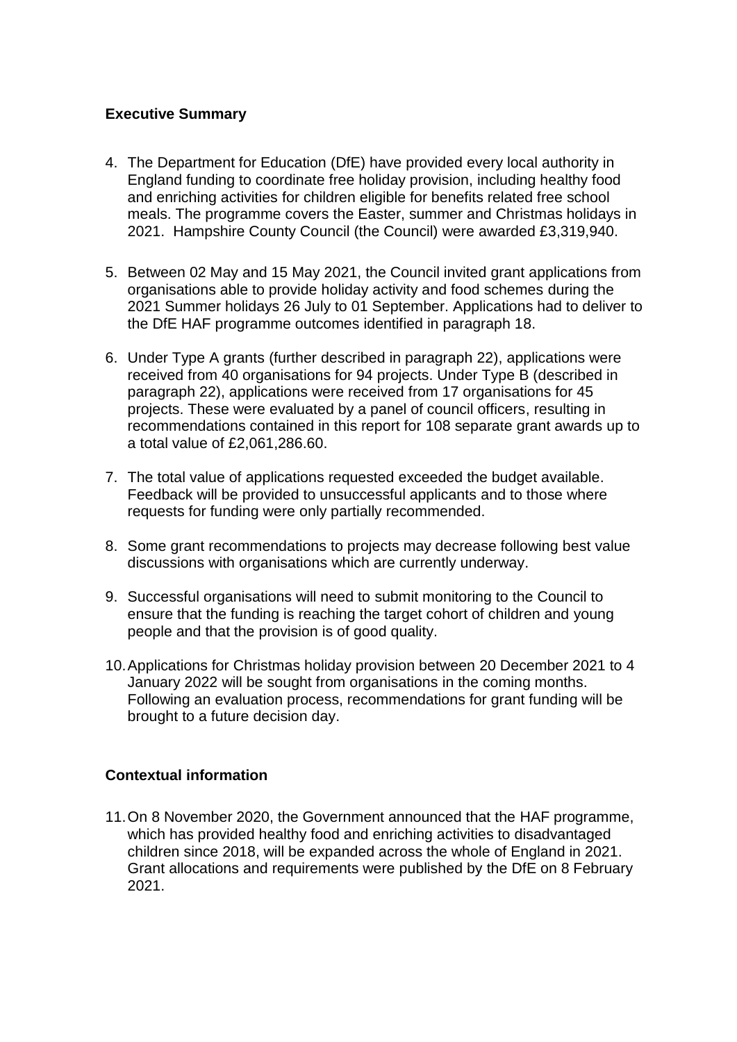## Executive Summary

4. The Department for Education (DfE) have provided every local authority in England funding to coordinate free holiday provision, including healthy food and enriching activities for children eligible for benefits related free school meals. The programme covers the Easter, summer and Christmas holidays in 2021. Hampshire County Council (the Council) were awarded £3,319,940.

5. Between 02 May and 15 May 2021, the Council invited grant applications from organisations able to provide holiday activity and food schemes during the 2021 Summer holidays 26 July to 01 September. Applications had to deliver to the DfE HAF programme outcomes identified in paragraph 18.

6. Under Type A grants (further described in paragraph 22), applications were received from 40 organisations for 94 projects. Under Type B (described in paragraph 22), applications were received from 17 organisations for 45 projects. These were evaluated by a panel of council officers, resulting in recommendations contained in this report for 108 separate grant awards up to a total value of £2,061,286.60.

7. The total value of applications requested exceeded the budget available. Feedback will be provided to unsuccessful applicants and to those where requests for funding were only partially recommended.

8. Some grant recommendations to projects may decrease following best value discussions with organisations which are currently underway.

9. Successful organisations will need to submit monitoring to the Council to ensure that the funding is reaching the target cohort of children and young people and that the provision is of good quality.

10. Applications for Christmas holiday provision between 20 December 2021 to 4 January 2022 will be sought from organisations in the coming months. Following an evaluation process, recommendations for grant funding will be brought to a future decision day.

## Contextual information

11. On 8 November 2020, the Government announced that the HAF programme, which has provided healthy food and enriching activities to disadvantaged children since 2018, will be expanded across the whole of England in 2021. Grant allocations and requirements were published by the DfE on 8 February 2021.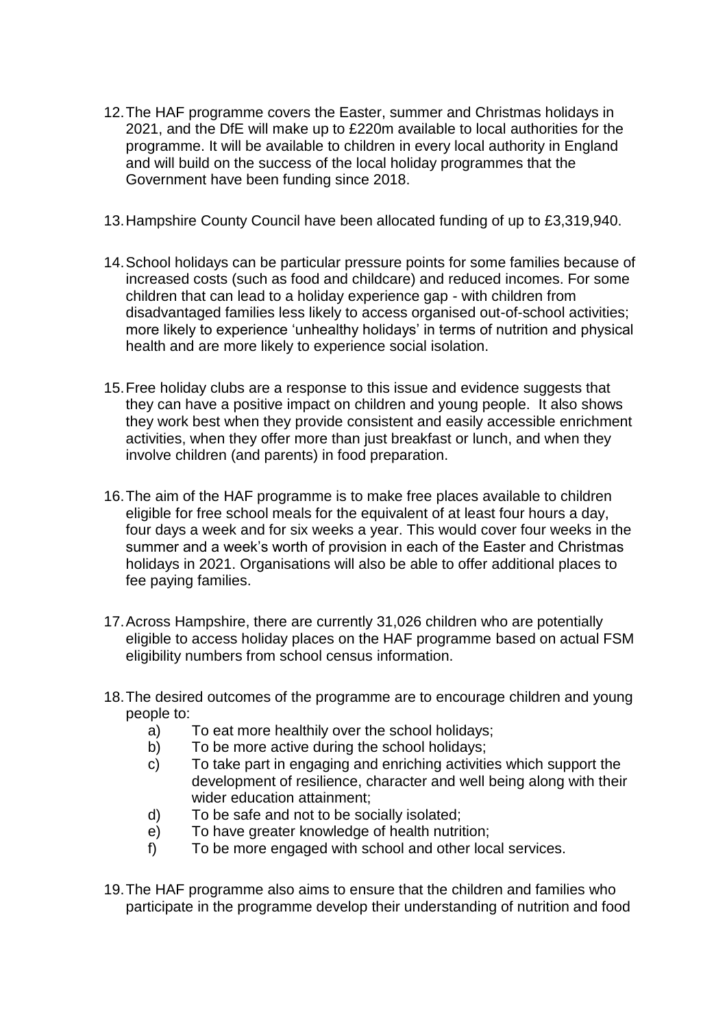12. The HAF programme covers the Easter, summer and Christmas holidays in 2021, and the DfE will make up to £220m available to local authorities for the programme. It will be available to children in every local authority in England and will build on the success of the local holiday programmes that the Government have been funding since 2018.

13. Hampshire County Council have been allocated funding of up to £3,319,940.

14. School holidays can be particular pressure points for some families because of increased costs (such as food and childcare) and reduced incomes. For some children that can lead to a holiday experience gap - with children from disadvantaged families less likely to access organised out-of-school activities; more likely to experience 'unhealthy holidays' in terms of nutrition and physical health and are more likely to experience social isolation.

15. Free holiday clubs are a response to this issue and evidence suggests that they can have a positive impact on children and young people. It also shows they work best when they provide consistent and easily accessible enrichment activities, when they offer more than just breakfast or lunch, and when they involve children (and parents) in food preparation.

16. The aim of the HAF programme is to make free places available to children eligible for free school meals for the equivalent of at least four hours a day, four days a week and for six weeks a year. This would cover four weeks in the summer and a week's worth of provision in each of the Easter and Christmas holidays in 2021. Organisations will also be able to offer additional places to fee paying families.

17. Across Hampshire, there are currently 31,026 children who are potentially eligible to access holiday places on the HAF programme based on actual FSM eligibility numbers from school census information.

18. The desired outcomes of the programme are to encourage children and young people to:
    a) To eat more healthily over the school holidays;
    b) To be more active during the school holidays;
    c) To take part in engaging and enriching activities which support the development of resilience, character and well being along with their wider education attainment;
    d) To be safe and not to be socially isolated;
    e) To have greater knowledge of health nutrition;
    f) To be more engaged with school and other local services.

19. The HAF programme also aims to ensure that the children and families who participate in the programme develop their understanding of nutrition and food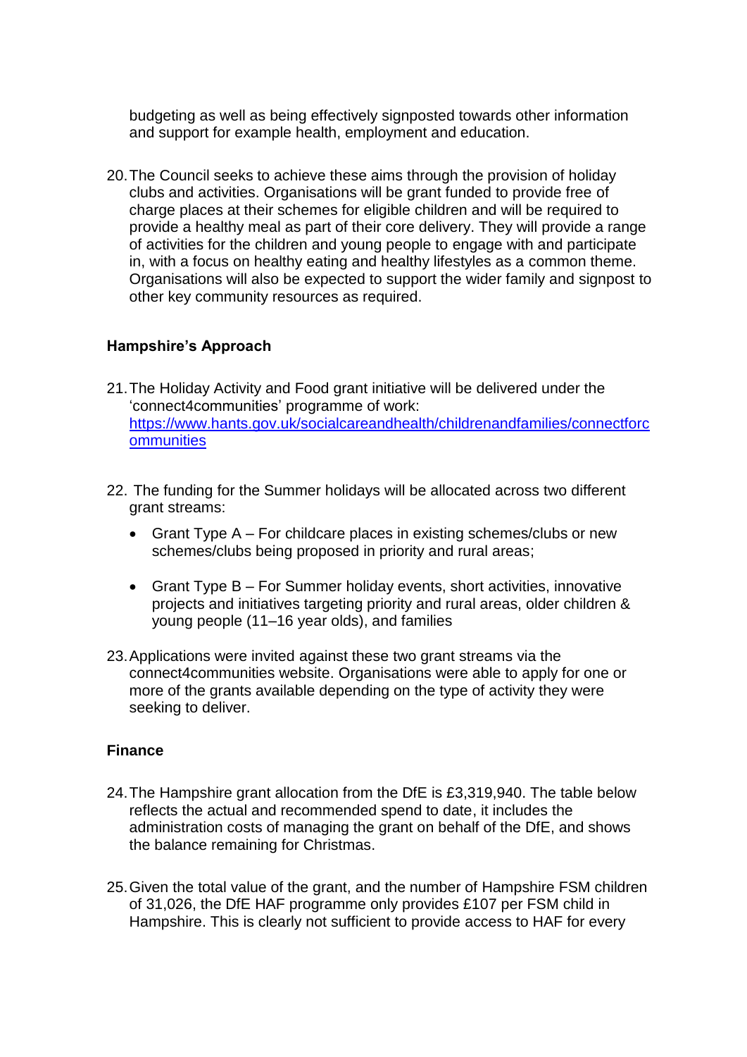budgeting as well as being effectively signposted towards other information and support for example health, employment and education.

20. The Council seeks to achieve these aims through the provision of holiday clubs and activities. Organisations will be grant funded to provide free of charge places at their schemes for eligible children and will be required to provide a healthy meal as part of their core delivery. They will provide a range of activities for the children and young people to engage with and participate in, with a focus on healthy eating and healthy lifestyles as a common theme. Organisations will also be expected to support the wider family and signpost to other key community resources as required.

**Hampshire's Approach**

21. The Holiday Activity and Food grant initiative will be delivered under the 'connect4communities' programme of work: [https://www.hants.gov.uk/socialcareandhealth/childrenandfamilies/connectforcommunities](https://www.hants.gov.uk/socialcareandhealth/childrenandfamilies/connectforcommunities)

22. The funding for the Summer holidays will be allocated across two different grant streams:

    - Grant Type A – For childcare places in existing schemes/clubs or new schemes/clubs being proposed in priority and rural areas;
    - Grant Type B – For Summer holiday events, short activities, innovative projects and initiatives targeting priority and rural areas, older children & young people (11–16 year olds), and families

23. Applications were invited against these two grant streams via the connect4communities website. Organisations were able to apply for one or more of the grants available depending on the type of activity they were seeking to deliver.

**Finance**

24. The Hampshire grant allocation from the DfE is £3,319,940. The table below reflects the actual and recommended spend to date, it includes the administration costs of managing the grant on behalf of the DfE, and shows the balance remaining for Christmas.

25. Given the total value of the grant, and the number of Hampshire FSM children of 31,026, the DfE HAF programme only provides £107 per FSM child in Hampshire. This is clearly not sufficient to provide access to HAF for every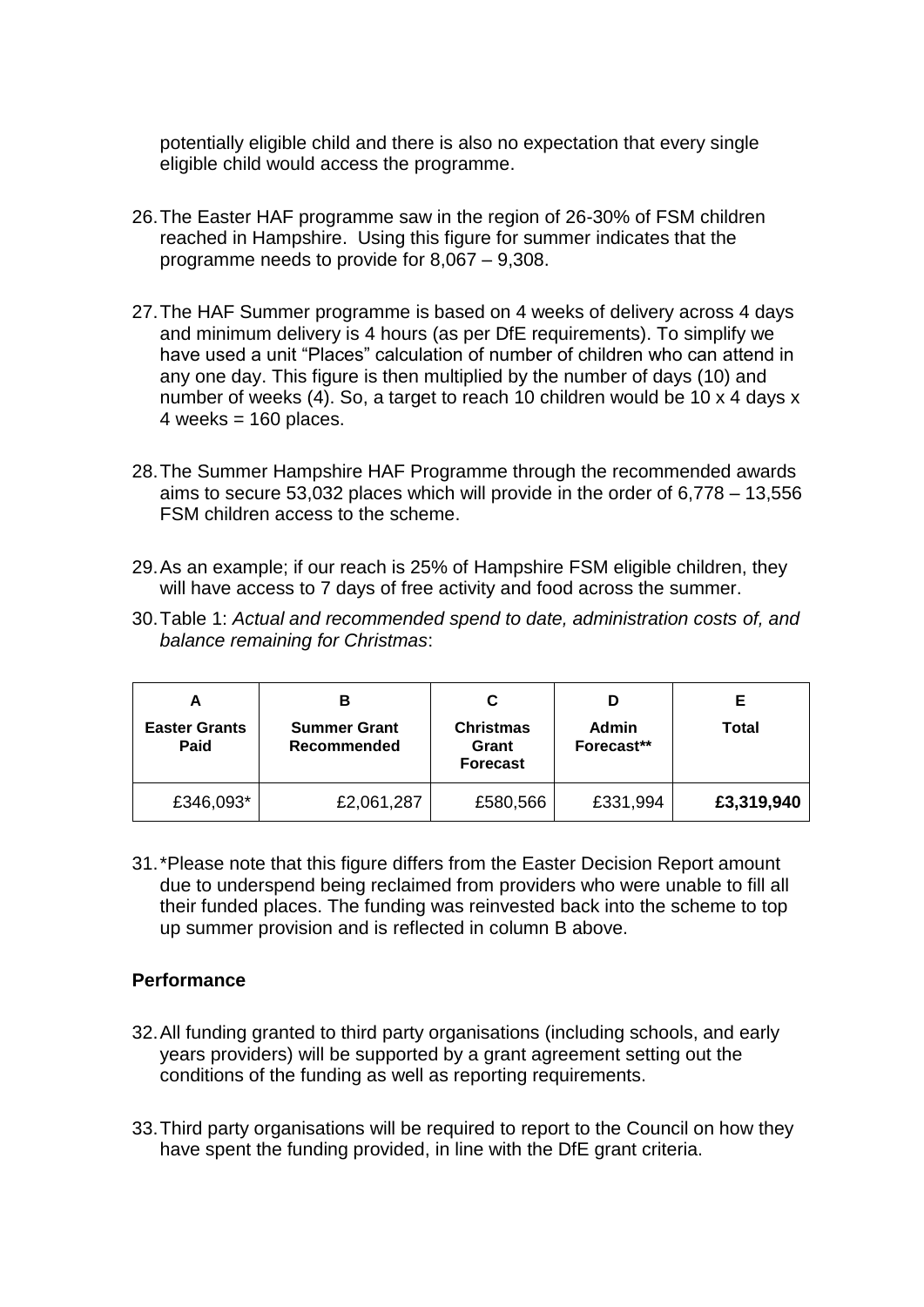potentially eligible child and there is also no expectation that every single eligible child would access the programme.

26. The Easter HAF programme saw in the region of 26-30% of FSM children reached in Hampshire. Using this figure for summer indicates that the programme needs to provide for 8,067 – 9,308.

27. The HAF Summer programme is based on 4 weeks of delivery across 4 days and minimum delivery is 4 hours (as per DfE requirements). To simplify we have used a unit "Places" calculation of number of children who can attend in any one day. This figure is then multiplied by the number of days (10) and number of weeks (4). So, a target to reach 10 children would be 10 x 4 days x 4 weeks = 160 places.

28. The Summer Hampshire HAF Programme through the recommended awards aims to secure 53,032 places which will provide in the order of 6,778 – 13,556 FSM children access to the scheme.

29. As an example; if our reach is 25% of Hampshire FSM eligible children, they will have access to 7 days of free activity and food across the summer.

30. Table 1: *Actual and recommended spend to date, administration costs of, and balance remaining for Christmas*:

| A<br>Easter Grants Paid | B<br>Summer Grant Recommended | C<br>Christmas Grant Forecast | D<br>Admin Forecast** | E<br>Total |
|---|---|---|---|---|
| £346,093* | £2,061,287 | £580,566 | £331,994 | **£3,319,940** |

31. *Please note that this figure differs from the Easter Decision Report amount due to underspend being reclaimed from providers who were unable to fill all their funded places. The funding was reinvested back into the scheme to top up summer provision and is reflected in column B above.

## Performance

32. All funding granted to third party organisations (including schools, and early years providers) will be supported by a grant agreement setting out the conditions of the funding as well as reporting requirements.

33. Third party organisations will be required to report to the Council on how they have spent the funding provided, in line with the DfE grant criteria.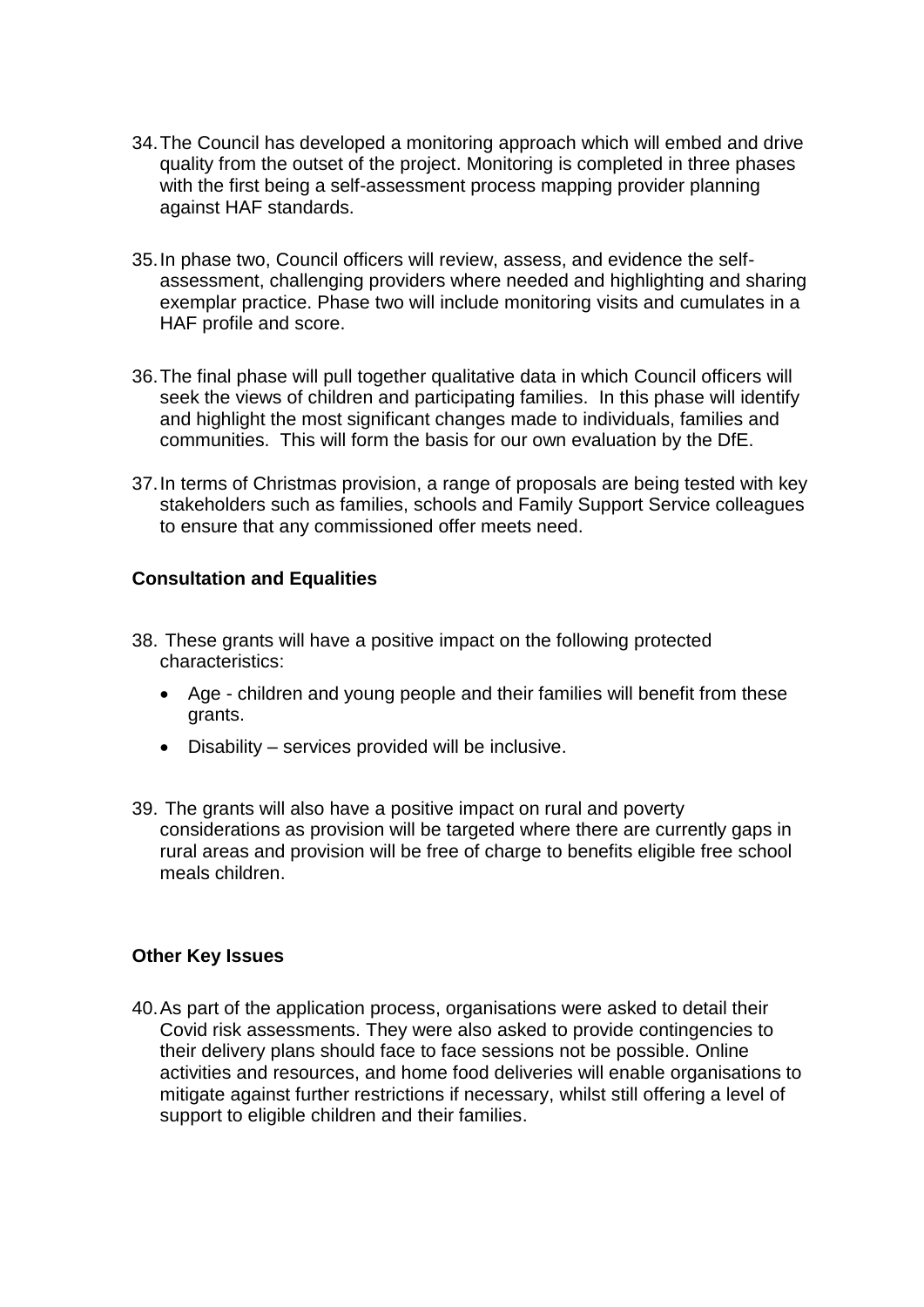34. The Council has developed a monitoring approach which will embed and drive quality from the outset of the project. Monitoring is completed in three phases with the first being a self-assessment process mapping provider planning against HAF standards.

35. In phase two, Council officers will review, assess, and evidence the self-assessment, challenging providers where needed and highlighting and sharing exemplar practice. Phase two will include monitoring visits and cumulates in a HAF profile and score.

36. The final phase will pull together qualitative data in which Council officers will seek the views of children and participating families. In this phase will identify and highlight the most significant changes made to individuals, families and communities. This will form the basis for our own evaluation by the DfE.

37. In terms of Christmas provision, a range of proposals are being tested with key stakeholders such as families, schools and Family Support Service colleagues to ensure that any commissioned offer meets need.

**Consultation and Equalities**

38. These grants will have a positive impact on the following protected characteristics:

    - Age - children and young people and their families will benefit from these grants.
    - Disability – services provided will be inclusive.

39. The grants will also have a positive impact on rural and poverty considerations as provision will be targeted where there are currently gaps in rural areas and provision will be free of charge to benefits eligible free school meals children.

**Other Key Issues**

40. As part of the application process, organisations were asked to detail their Covid risk assessments. They were also asked to provide contingencies to their delivery plans should face to face sessions not be possible. Online activities and resources, and home food deliveries will enable organisations to mitigate against further restrictions if necessary, whilst still offering a level of support to eligible children and their families.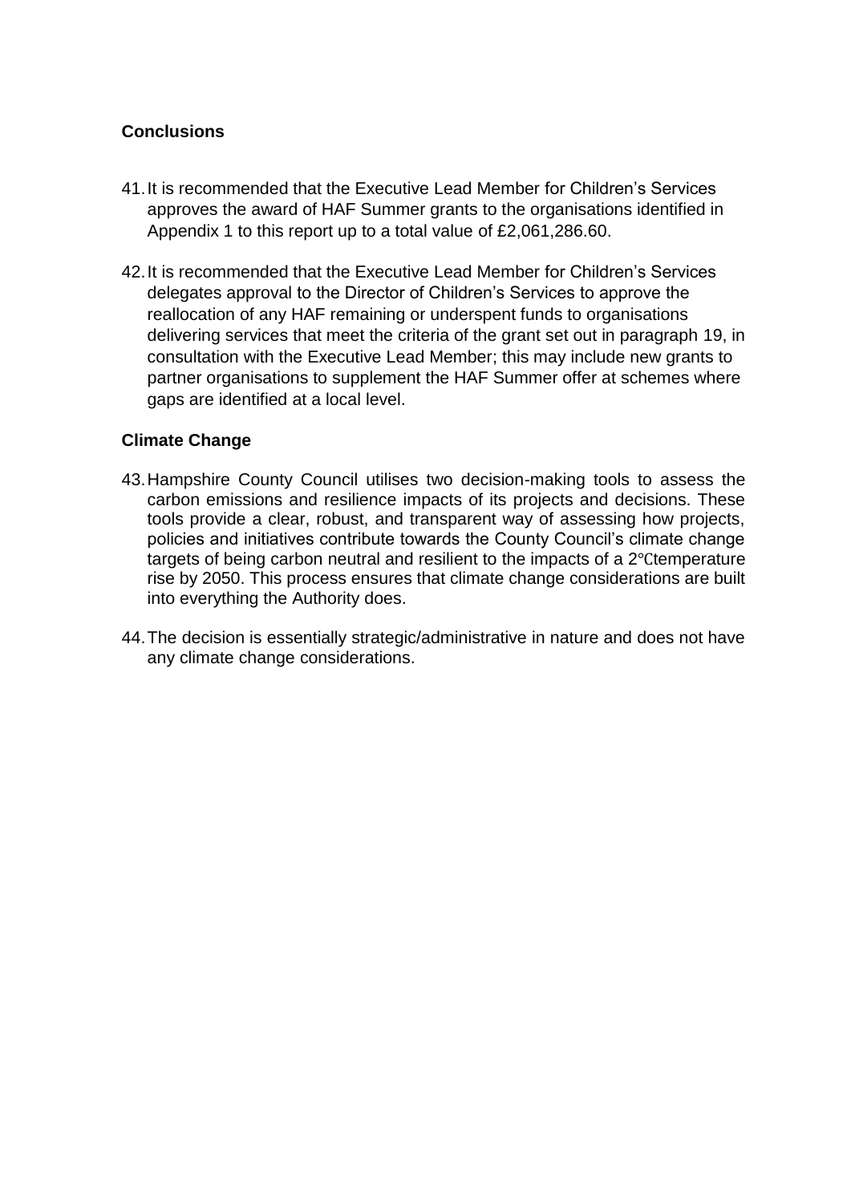**Conclusions**

41. It is recommended that the Executive Lead Member for Children's Services approves the award of HAF Summer grants to the organisations identified in Appendix 1 to this report up to a total value of £2,061,286.60.

42. It is recommended that the Executive Lead Member for Children's Services delegates approval to the Director of Children's Services to approve the reallocation of any HAF remaining or underspent funds to organisations delivering services that meet the criteria of the grant set out in paragraph 19, in consultation with the Executive Lead Member; this may include new grants to partner organisations to supplement the HAF Summer offer at schemes where gaps are identified at a local level.

**Climate Change**

43. Hampshire County Council utilises two decision-making tools to assess the carbon emissions and resilience impacts of its projects and decisions. These tools provide a clear, robust, and transparent way of assessing how projects, policies and initiatives contribute towards the County Council's climate change targets of being carbon neutral and resilient to the impacts of a 2℃temperature rise by 2050. This process ensures that climate change considerations are built into everything the Authority does.

44. The decision is essentially strategic/administrative in nature and does not have any climate change considerations.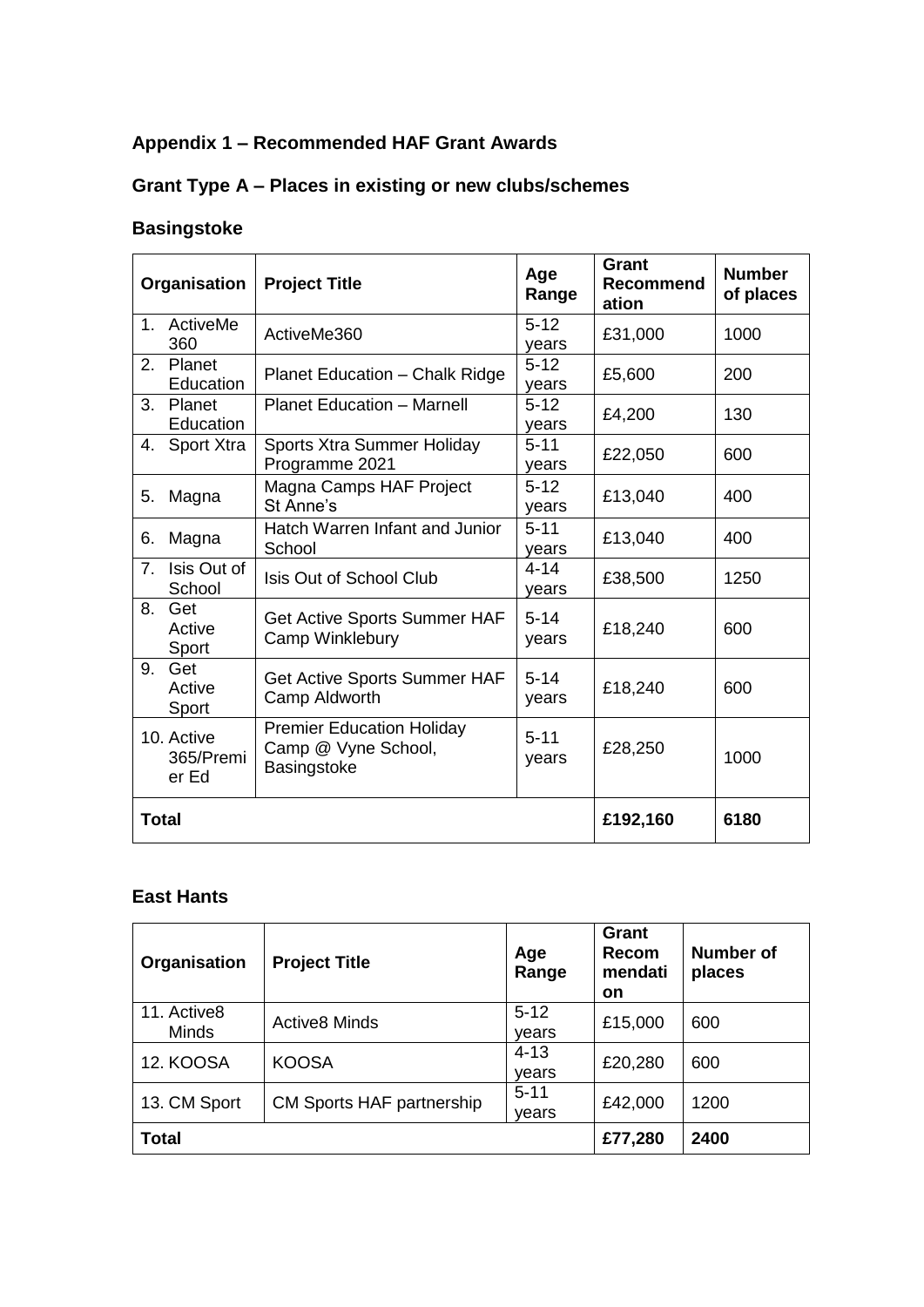## Appendix 1 – Recommended HAF Grant Awards

## Grant Type A – Places in existing or new clubs/schemes

### Basingstoke

| Organisation | Project Title | Age Range | Grant Recommendation | Number of places |
|---|---|---|---|---|
| 1. ActiveMe 360 | ActiveMe360 | 5-12 years | £31,000 | 1000 |
| 2. Planet Education | Planet Education – Chalk Ridge | 5-12 years | £5,600 | 200 |
| 3. Planet Education | Planet Education – Marnell | 5-12 years | £4,200 | 130 |
| 4. Sport Xtra | Sports Xtra Summer Holiday Programme 2021 | 5-11 years | £22,050 | 600 |
| 5. Magna | Magna Camps HAF Project St Anne's | 5-12 years | £13,040 | 400 |
| 6. Magna | Hatch Warren Infant and Junior School | 5-11 years | £13,040 | 400 |
| 7. Isis Out of School | Isis Out of School Club | 4-14 years | £38,500 | 1250 |
| 8. Get Active Sport | Get Active Sports Summer HAF Camp Winklebury | 5-14 years | £18,240 | 600 |
| 9. Get Active Sport | Get Active Sports Summer HAF Camp Aldworth | 5-14 years | £18,240 | 600 |
| 10. Active 365/Premier Ed | Premier Education Holiday Camp @ Vyne School, Basingstoke | 5-11 years | £28,250 | 1000 |
| **Total** | | | **£192,160** | **6180** |

### East Hants

| Organisation | Project Title | Age Range | Grant Recommendation | Number of places |
|---|---|---|---|---|
| 11. Active8 Minds | Active8 Minds | 5-12 years | £15,000 | 600 |
| 12. KOOSA | KOOSA | 4-13 years | £20,280 | 600 |
| 13. CM Sport | CM Sports HAF partnership | 5-11 years | £42,000 | 1200 |
| **Total** | | | **£77,280** | **2400** |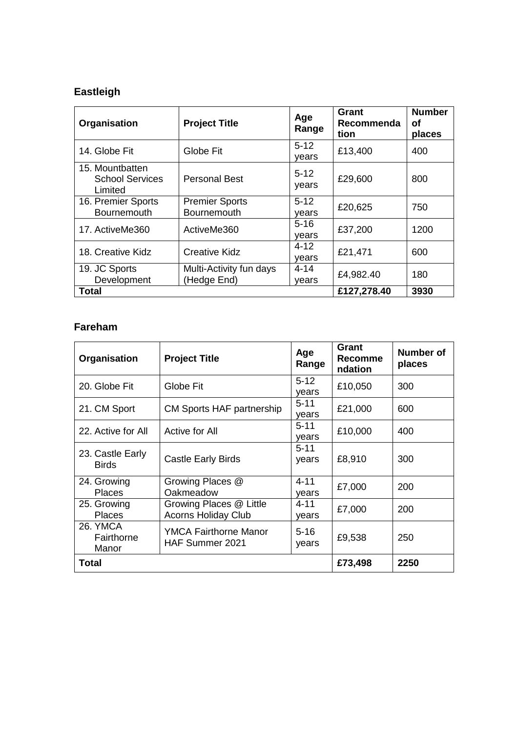## Eastleigh

| Organisation | Project Title | Age Range | Grant Recommendation | Number of places |
|---|---|---|---|---|
| 14. Globe Fit | Globe Fit | 5-12 years | £13,400 | 400 |
| 15. Mountbatten School Services Limited | Personal Best | 5-12 years | £29,600 | 800 |
| 16. Premier Sports Bournemouth | Premier Sports Bournemouth | 5-12 years | £20,625 | 750 |
| 17. ActiveMe360 | ActiveMe360 | 5-16 years | £37,200 | 1200 |
| 18. Creative Kidz | Creative Kidz | 4-12 years | £21,471 | 600 |
| 19. JC Sports Development | Multi-Activity fun days (Hedge End) | 4-14 years | £4,982.40 | 180 |
| **Total** | | | **£127,278.40** | **3930** |

## Fareham

| Organisation | Project Title | Age Range | Grant Recommendation | Number of places |
|---|---|---|---|---|
| 20. Globe Fit | Globe Fit | 5-12 years | £10,050 | 300 |
| 21. CM Sport | CM Sports HAF partnership | 5-11 years | £21,000 | 600 |
| 22. Active for All | Active for All | 5-11 years | £10,000 | 400 |
| 23. Castle Early Birds | Castle Early Birds | 5-11 years | £8,910 | 300 |
| 24. Growing Places | Growing Places @ Oakmeadow | 4-11 years | £7,000 | 200 |
| 25. Growing Places | Growing Places @ Little Acorns Holiday Club | 4-11 years | £7,000 | 200 |
| 26. YMCA Fairthorne Manor | YMCA Fairthorne Manor HAF Summer 2021 | 5-16 years | £9,538 | 250 |
| **Total** | | | **£73,498** | **2250** |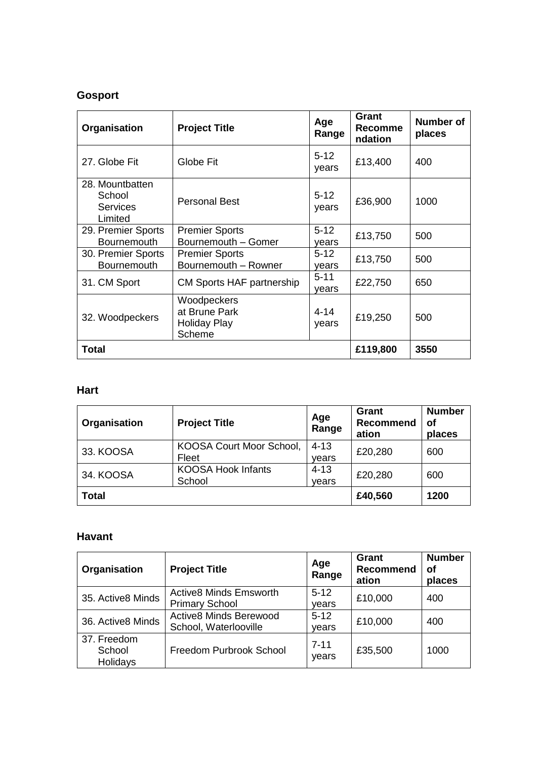## Gosport

| Organisation | Project Title | Age Range | Grant Recommendation | Number of places |
|---|---|---|---|---|
| 27. Globe Fit | Globe Fit | 5-12 years | £13,400 | 400 |
| 28. Mountbatten School Services Limited | Personal Best | 5-12 years | £36,900 | 1000 |
| 29. Premier Sports Bournemouth | Premier Sports Bournemouth – Gomer | 5-12 years | £13,750 | 500 |
| 30. Premier Sports Bournemouth | Premier Sports Bournemouth – Rowner | 5-12 years | £13,750 | 500 |
| 31. CM Sport | CM Sports HAF partnership | 5-11 years | £22,750 | 650 |
| 32. Woodpeckers | Woodpeckers at Brune Park Holiday Play Scheme | 4-14 years | £19,250 | 500 |
| **Total** | | | **£119,800** | **3550** |

## Hart

| Organisation | Project Title | Age Range | Grant Recommendation | Number of places |
|---|---|---|---|---|
| 33. KOOSA | KOOSA Court Moor School, Fleet | 4-13 years | £20,280 | 600 |
| 34. KOOSA | KOOSA Hook Infants School | 4-13 years | £20,280 | 600 |
| **Total** | | | **£40,560** | **1200** |

## Havant

| Organisation | Project Title | Age Range | Grant Recommendation | Number of places |
|---|---|---|---|---|
| 35. Active8 Minds | Active8 Minds Emsworth Primary School | 5-12 years | £10,000 | 400 |
| 36. Active8 Minds | Active8 Minds Berewood School, Waterlooville | 5-12 years | £10,000 | 400 |
| 37. Freedom School Holidays | Freedom Purbrook School | 7-11 years | £35,500 | 1000 |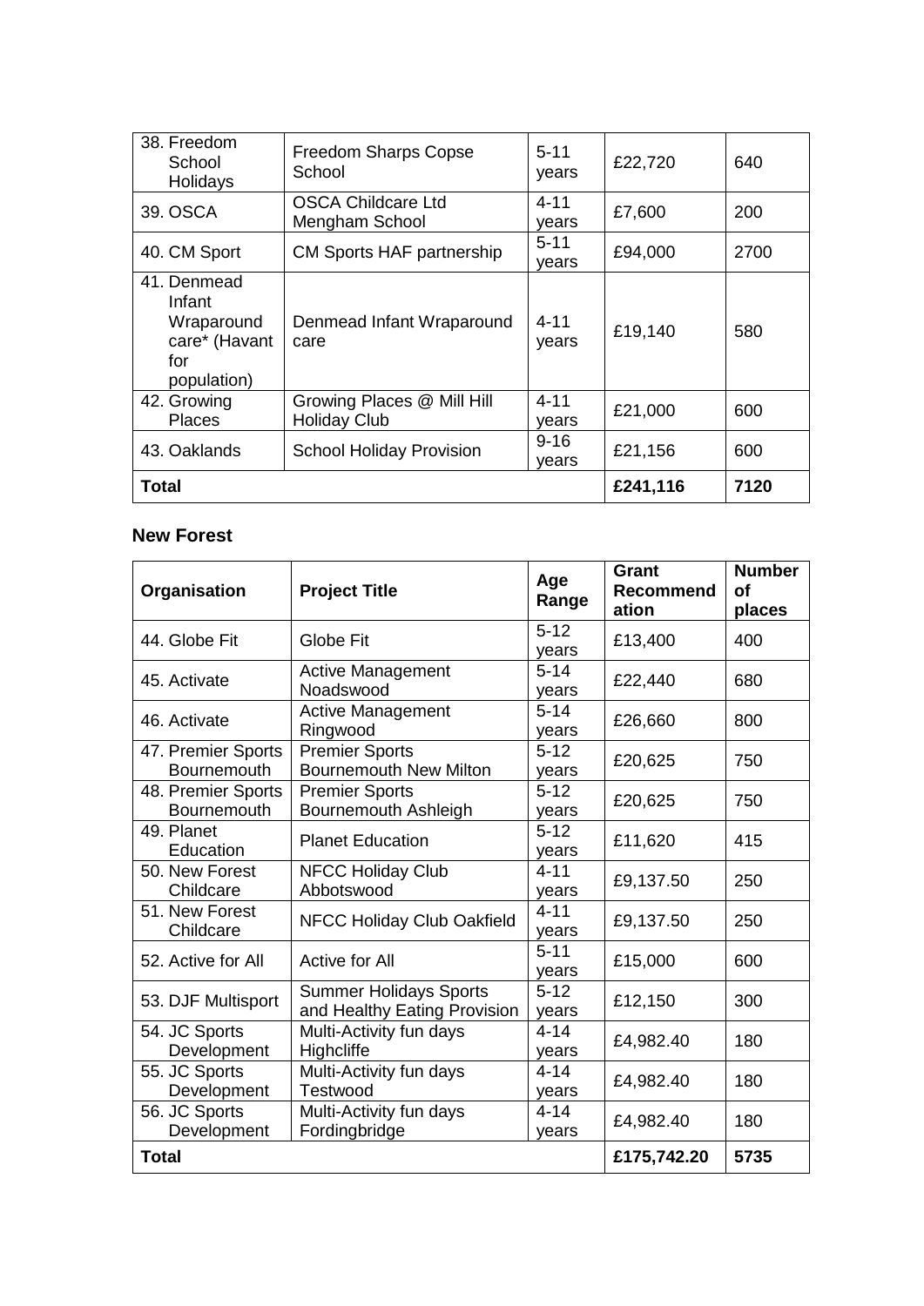| | | | | |
|---|---|---|---|---|
| 38. Freedom School Holidays | Freedom Sharps Copse School | 5-11 years | £22,720 | 640 |
| 39. OSCA | OSCA Childcare Ltd Mengham School | 4-11 years | £7,600 | 200 |
| 40. CM Sport | CM Sports HAF partnership | 5-11 years | £94,000 | 2700 |
| 41. Denmead Infant Wraparound care* (Havant for population) | Denmead Infant Wraparound care | 4-11 years | £19,140 | 580 |
| 42. Growing Places | Growing Places @ Mill Hill Holiday Club | 4-11 years | £21,000 | 600 |
| 43. Oaklands | School Holiday Provision | 9-16 years | £21,156 | 600 |
| **Total** | | | **£241,116** | **7120** |

### New Forest

| Organisation | Project Title | Age Range | Grant Recommendation | Number of places |
|---|---|---|---|---|
| 44. Globe Fit | Globe Fit | 5-12 years | £13,400 | 400 |
| 45. Activate | Active Management Noadswood | 5-14 years | £22,440 | 680 |
| 46. Activate | Active Management Ringwood | 5-14 years | £26,660 | 800 |
| 47. Premier Sports Bournemouth | Premier Sports Bournemouth New Milton | 5-12 years | £20,625 | 750 |
| 48. Premier Sports Bournemouth | Premier Sports Bournemouth Ashleigh | 5-12 years | £20,625 | 750 |
| 49. Planet Education | Planet Education | 5-12 years | £11,620 | 415 |
| 50. New Forest Childcare | NFCC Holiday Club Abbotswood | 4-11 years | £9,137.50 | 250 |
| 51. New Forest Childcare | NFCC Holiday Club Oakfield | 4-11 years | £9,137.50 | 250 |
| 52. Active for All | Active for All | 5-11 years | £15,000 | 600 |
| 53. DJF Multisport | Summer Holidays Sports and Healthy Eating Provision | 5-12 years | £12,150 | 300 |
| 54. JC Sports Development | Multi-Activity fun days Highcliffe | 4-14 years | £4,982.40 | 180 |
| 55. JC Sports Development | Multi-Activity fun days Testwood | 4-14 years | £4,982.40 | 180 |
| 56. JC Sports Development | Multi-Activity fun days Fordingbridge | 4-14 years | £4,982.40 | 180 |
| **Total** | | | **£175,742.20** | **5735** |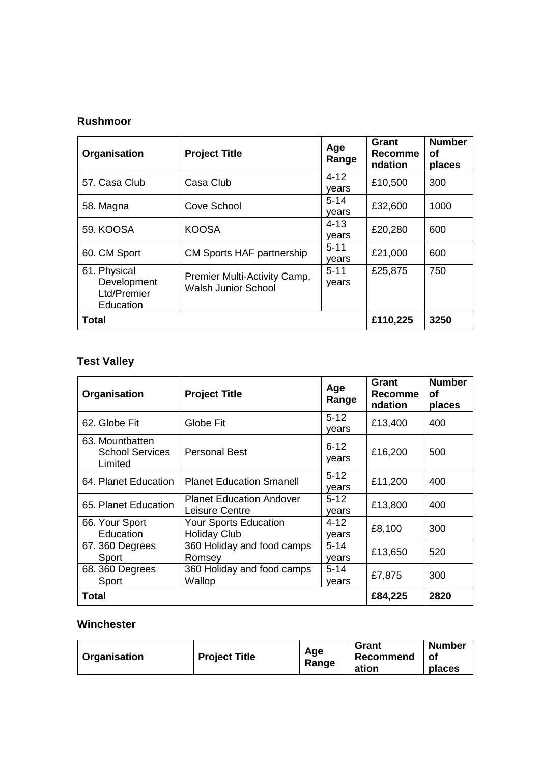### Rushmoor

| Organisation | Project Title | Age Range | Grant Recommendation | Number of places |
|---|---|---|---|---|
| 57. Casa Club | Casa Club | 4-12 years | £10,500 | 300 |
| 58. Magna | Cove School | 5-14 years | £32,600 | 1000 |
| 59. KOOSA | KOOSA | 4-13 years | £20,280 | 600 |
| 60. CM Sport | CM Sports HAF partnership | 5-11 years | £21,000 | 600 |
| 61. Physical Development Ltd/Premier Education | Premier Multi-Activity Camp, Walsh Junior School | 5-11 years | £25,875 | 750 |
| **Total** | | | **£110,225** | **3250** |

### Test Valley

| Organisation | Project Title | Age Range | Grant Recommendation | Number of places |
|---|---|---|---|---|
| 62. Globe Fit | Globe Fit | 5-12 years | £13,400 | 400 |
| 63. Mountbatten School Services Limited | Personal Best | 6-12 years | £16,200 | 500 |
| 64. Planet Education | Planet Education Smanell | 5-12 years | £11,200 | 400 |
| 65. Planet Education | Planet Education Andover Leisure Centre | 5-12 years | £13,800 | 400 |
| 66. Your Sport Education | Your Sports Education Holiday Club | 4-12 years | £8,100 | 300 |
| 67. 360 Degrees Sport | 360 Holiday and food camps Romsey | 5-14 years | £13,650 | 520 |
| 68. 360 Degrees Sport | 360 Holiday and food camps Wallop | 5-14 years | £7,875 | 300 |
| **Total** | | | **£84,225** | **2820** |

### Winchester

| Organisation | Project Title | Age Range | Grant Recommendation | Number of places |
|---|---|---|---|---|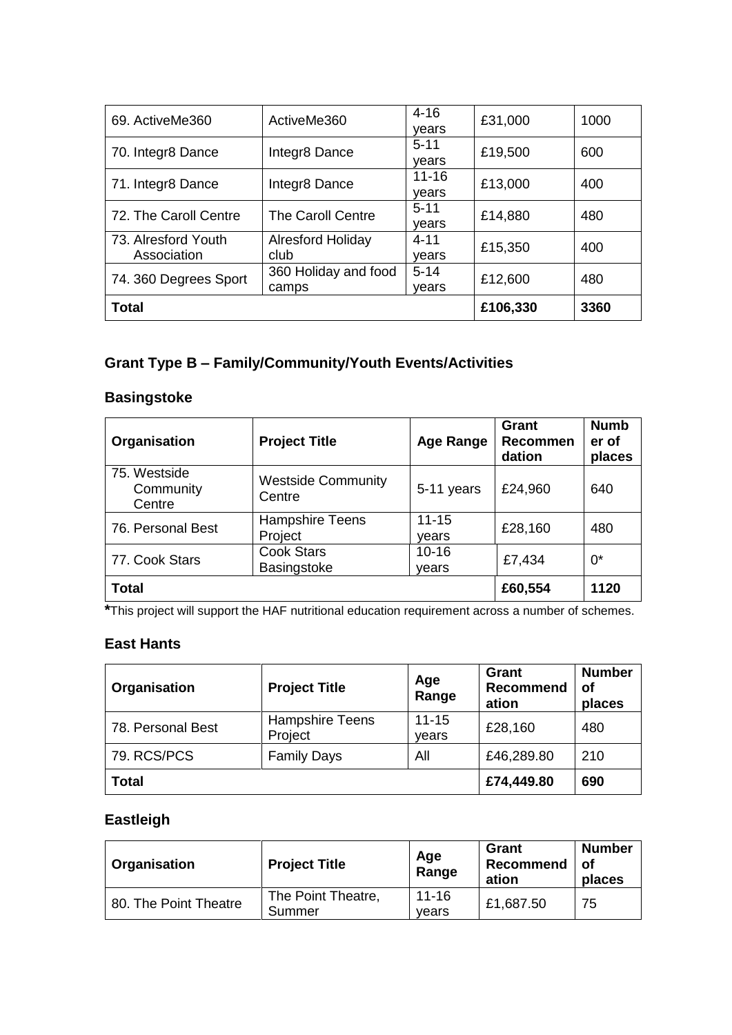| | | | | |
|---|---|---|---|---|
| 69. ActiveMe360 | ActiveMe360 | 4-16 years | £31,000 | 1000 |
| 70. Integr8 Dance | Integr8 Dance | 5-11 years | £19,500 | 600 |
| 71. Integr8 Dance | Integr8 Dance | 11-16 years | £13,000 | 400 |
| 72. The Caroll Centre | The Caroll Centre | 5-11 years | £14,880 | 480 |
| 73. Alresford Youth Association | Alresford Holiday club | 4-11 years | £15,350 | 400 |
| 74. 360 Degrees Sport | 360 Holiday and food camps | 5-14 years | £12,600 | 480 |
| **Total** | | | **£106,330** | **3360** |

## Grant Type B – Family/Community/Youth Events/Activities

### Basingstoke

| Organisation | Project Title | Age Range | Grant Recommendation | Number of places |
|---|---|---|---|---|
| 75. Westside Community Centre | Westside Community Centre | 5-11 years | £24,960 | 640 |
| 76. Personal Best | Hampshire Teens Project | 11-15 years | £28,160 | 480 |
| 77. Cook Stars | Cook Stars Basingstoke | 10-16 years | £7,434 | 0* |
| **Total** | | | **£60,554** | **1120** |

***This project will support the HAF nutritional education requirement across a number of schemes.**

### East Hants

| Organisation | Project Title | Age Range | Grant Recommendation | Number of places |
|---|---|---|---|---|
| 78. Personal Best | Hampshire Teens Project | 11-15 years | £28,160 | 480 |
| 79. RCS/PCS | Family Days | All | £46,289.80 | 210 |
| **Total** | | | **£74,449.80** | **690** |

### Eastleigh

| Organisation | Project Title | Age Range | Grant Recommendation | Number of places |
|---|---|---|---|---|
| 80. The Point Theatre | The Point Theatre, Summer | 11-16 years | £1,687.50 | 75 |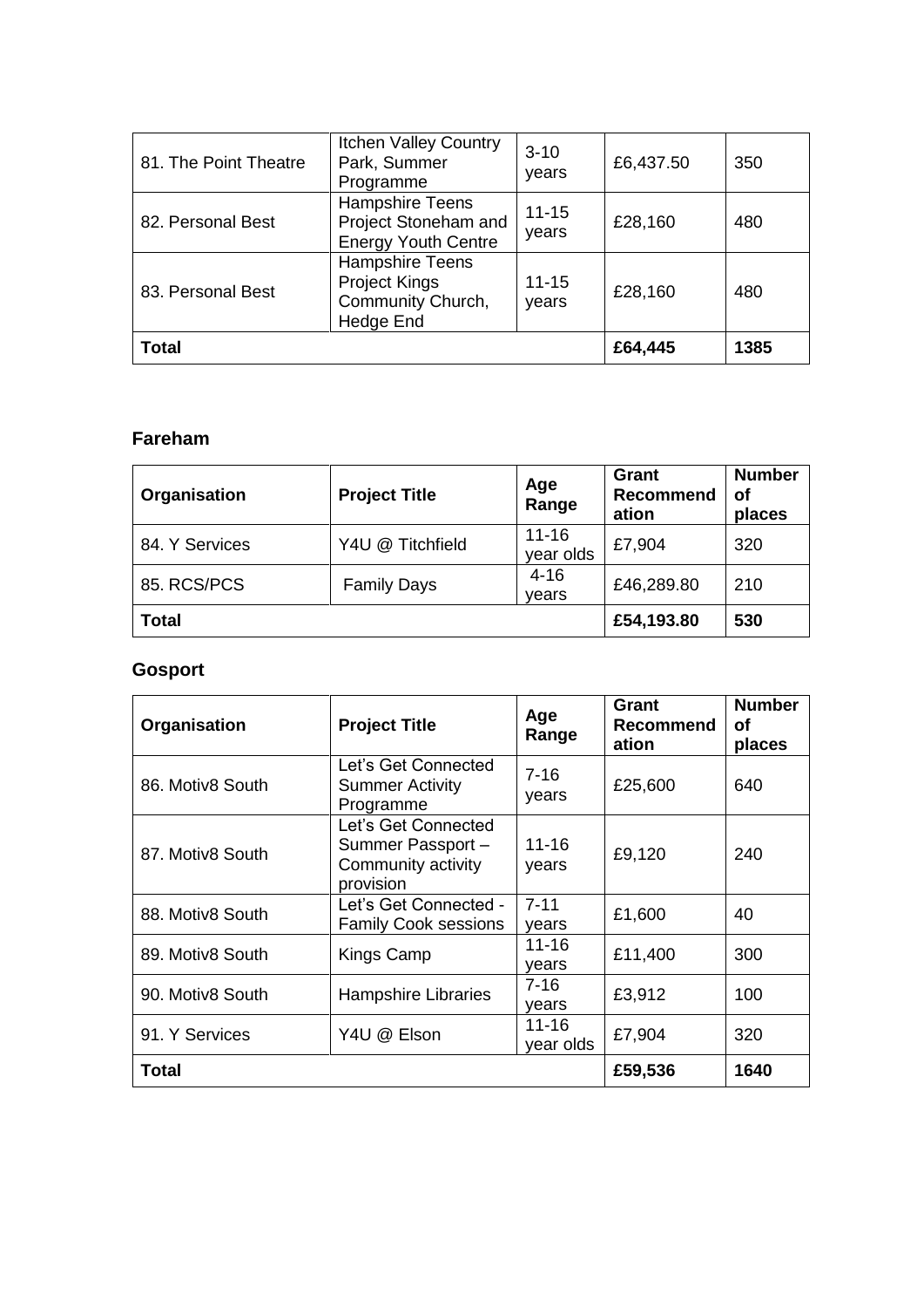| 81. The Point Theatre | Itchen Valley Country Park, Summer Programme | 3-10 years | £6,437.50 | 350 |
|---|---|---|---|---|
| 82. Personal Best | Hampshire Teens Project Stoneham and Energy Youth Centre | 11-15 years | £28,160 | 480 |
| 83. Personal Best | Hampshire Teens Project Kings Community Church, Hedge End | 11-15 years | £28,160 | 480 |
| **Total** | | | **£64,445** | **1385** |

### Fareham

| Organisation | Project Title | Age Range | Grant Recommendation | Number of places |
|---|---|---|---|---|
| 84. Y Services | Y4U @ Titchfield | 11-16 year olds | £7,904 | 320 |
| 85. RCS/PCS | Family Days | 4-16 years | £46,289.80 | 210 |
| **Total** | | | **£54,193.80** | **530** |

### Gosport

| Organisation | Project Title | Age Range | Grant Recommendation | Number of places |
|---|---|---|---|---|
| 86. Motiv8 South | Let's Get Connected Summer Activity Programme | 7-16 years | £25,600 | 640 |
| 87. Motiv8 South | Let's Get Connected Summer Passport – Community activity provision | 11-16 years | £9,120 | 240 |
| 88. Motiv8 South | Let's Get Connected - Family Cook sessions | 7-11 years | £1,600 | 40 |
| 89. Motiv8 South | Kings Camp | 11-16 years | £11,400 | 300 |
| 90. Motiv8 South | Hampshire Libraries | 7-16 years | £3,912 | 100 |
| 91. Y Services | Y4U @ Elson | 11-16 year olds | £7,904 | 320 |
| **Total** | | | **£59,536** | **1640** |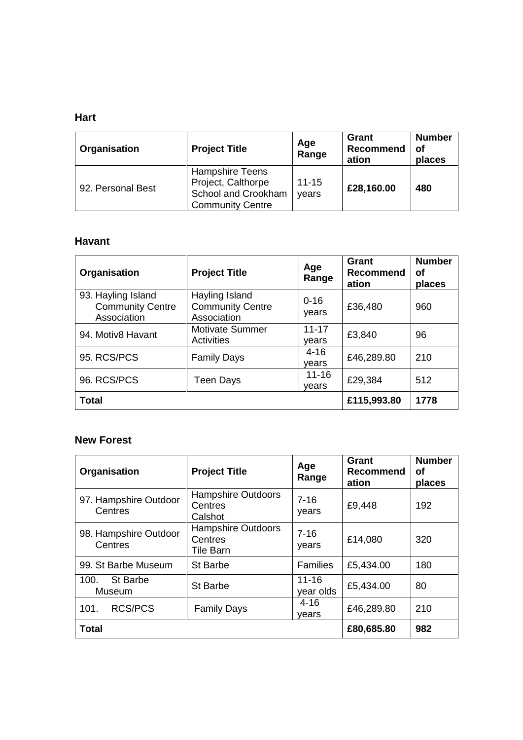**Hart**

| Organisation | Project Title | Age Range | Grant Recommendation | Number of places |
|---|---|---|---|---|
| 92. Personal Best | Hampshire Teens Project, Calthorpe School and Crookham Community Centre | 11-15 years | **£28,160.00** | **480** |

**Havant**

| Organisation | Project Title | Age Range | Grant Recommendation | Number of places |
|---|---|---|---|---|
| 93. Hayling Island Community Centre Association | Hayling Island Community Centre Association | 0-16 years | £36,480 | 960 |
| 94. Motiv8 Havant | Motivate Summer Activities | 11-17 years | £3,840 | 96 |
| 95. RCS/PCS | Family Days | 4-16 years | £46,289.80 | 210 |
| 96. RCS/PCS | Teen Days | 11-16 years | £29,384 | 512 |
| **Total** | | | **£115,993.80** | **1778** |

**New Forest**

| Organisation | Project Title | Age Range | Grant Recommendation | Number of places |
|---|---|---|---|---|
| 97. Hampshire Outdoor Centres | Hampshire Outdoors Centres Calshot | 7-16 years | £9,448 | 192 |
| 98. Hampshire Outdoor Centres | Hampshire Outdoors Centres Tile Barn | 7-16 years | £14,080 | 320 |
| 99. St Barbe Museum | St Barbe | Families | £5,434.00 | 180 |
| 100. St Barbe Museum | St Barbe | 11-16 year olds | £5,434.00 | 80 |
| 101. RCS/PCS | Family Days | 4-16 years | £46,289.80 | 210 |
| **Total** | | | **£80,685.80** | **982** |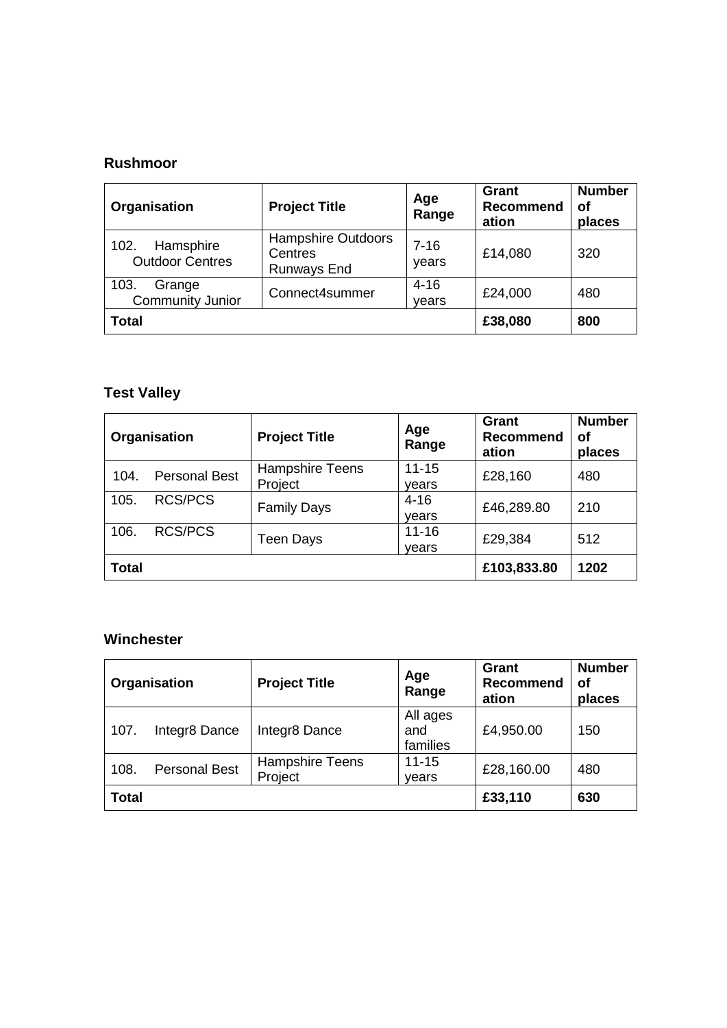## Rushmoor

| Organisation | Project Title | Age Range | Grant Recommendation | Number of places |
|---|---|---|---|---|
| 102. Hamsphire Outdoor Centres | Hampshire Outdoors Centres Runways End | 7-16 years | £14,080 | 320 |
| 103. Grange Community Junior | Connect4summer | 4-16 years | £24,000 | 480 |
| **Total** | | | **£38,080** | **800** |

## Test Valley

| Organisation | Project Title | Age Range | Grant Recommendation | Number of places |
|---|---|---|---|---|
| 104. Personal Best | Hampshire Teens Project | 11-15 years | £28,160 | 480 |
| 105. RCS/PCS | Family Days | 4-16 years | £46,289.80 | 210 |
| 106. RCS/PCS | Teen Days | 11-16 years | £29,384 | 512 |
| **Total** | | | **£103,833.80** | **1202** |

## Winchester

| Organisation | Project Title | Age Range | Grant Recommendation | Number of places |
|---|---|---|---|---|
| 107. Integr8 Dance | Integr8 Dance | All ages and families | £4,950.00 | 150 |
| 108. Personal Best | Hampshire Teens Project | 11-15 years | £28,160.00 | 480 |
| **Total** | | | **£33,110** | **630** |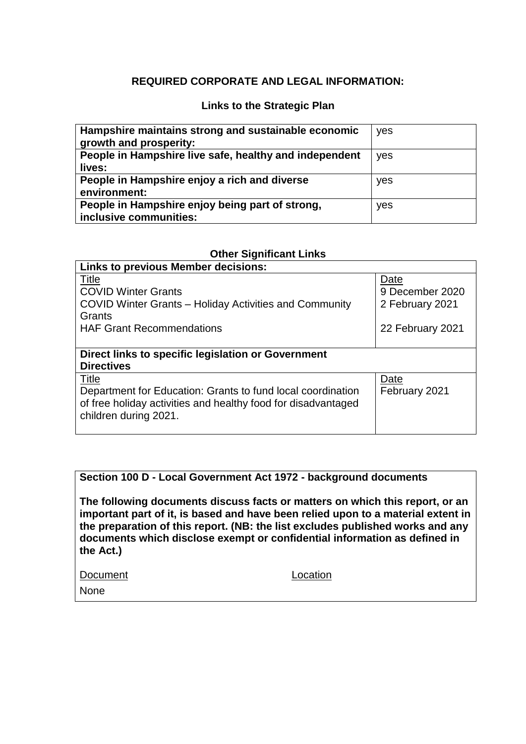## REQUIRED CORPORATE AND LEGAL INFORMATION:

### Links to the Strategic Plan

| | |
|---|---|
| **Hampshire maintains strong and sustainable economic growth and prosperity:** | yes |
| **People in Hampshire live safe, healthy and independent lives:** | yes |
| **People in Hampshire enjoy a rich and diverse environment:** | yes |
| **People in Hampshire enjoy being part of strong, inclusive communities:** | yes |

### Other Significant Links

| **Links to previous Member decisions:** | |
|---|---|
| Title | Date |
| COVID Winter Grants | 9 December 2020 |
| COVID Winter Grants – Holiday Activities and Community Grants | 2 February 2021 |
| HAF Grant Recommendations | 22 February 2021 |
| **Direct links to specific legislation or Government Directives** | |
| Title | Date |
| Department for Education: Grants to fund local coordination of free holiday activities and healthy food for disadvantaged children during 2021. | February 2021 |

**Section 100 D - Local Government Act 1972 - background documents**

**The following documents discuss facts or matters on which this report, or an important part of it, is based and have been relied upon to a material extent in the preparation of this report. (NB: the list excludes published works and any documents which disclose exempt or confidential information as defined in the Act.)**

| Document | Location |
|---|---|
| None | |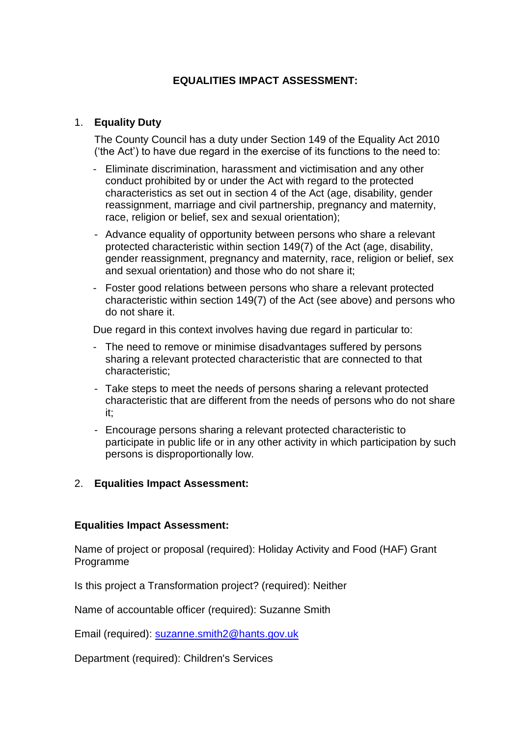## EQUALITIES IMPACT ASSESSMENT:

1. **Equality Duty**

   The County Council has a duty under Section 149 of the Equality Act 2010 ('the Act') to have due regard in the exercise of its functions to the need to:

   - Eliminate discrimination, harassment and victimisation and any other conduct prohibited by or under the Act with regard to the protected characteristics as set out in section 4 of the Act (age, disability, gender reassignment, marriage and civil partnership, pregnancy and maternity, race, religion or belief, sex and sexual orientation);
   - Advance equality of opportunity between persons who share a relevant protected characteristic within section 149(7) of the Act (age, disability, gender reassignment, pregnancy and maternity, race, religion or belief, sex and sexual orientation) and those who do not share it;
   - Foster good relations between persons who share a relevant protected characteristic within section 149(7) of the Act (see above) and persons who do not share it.

   Due regard in this context involves having due regard in particular to:

   - The need to remove or minimise disadvantages suffered by persons sharing a relevant protected characteristic that are connected to that characteristic;
   - Take steps to meet the needs of persons sharing a relevant protected characteristic that are different from the needs of persons who do not share it;
   - Encourage persons sharing a relevant protected characteristic to participate in public life or in any other activity in which participation by such persons is disproportionally low.

2. **Equalities Impact Assessment:**

**Equalities Impact Assessment:**

Name of project or proposal (required): Holiday Activity and Food (HAF) Grant Programme

Is this project a Transformation project? (required): Neither

Name of accountable officer (required): Suzanne Smith

Email (required): suzanne.smith2@hants.gov.uk

Department (required): Children's Services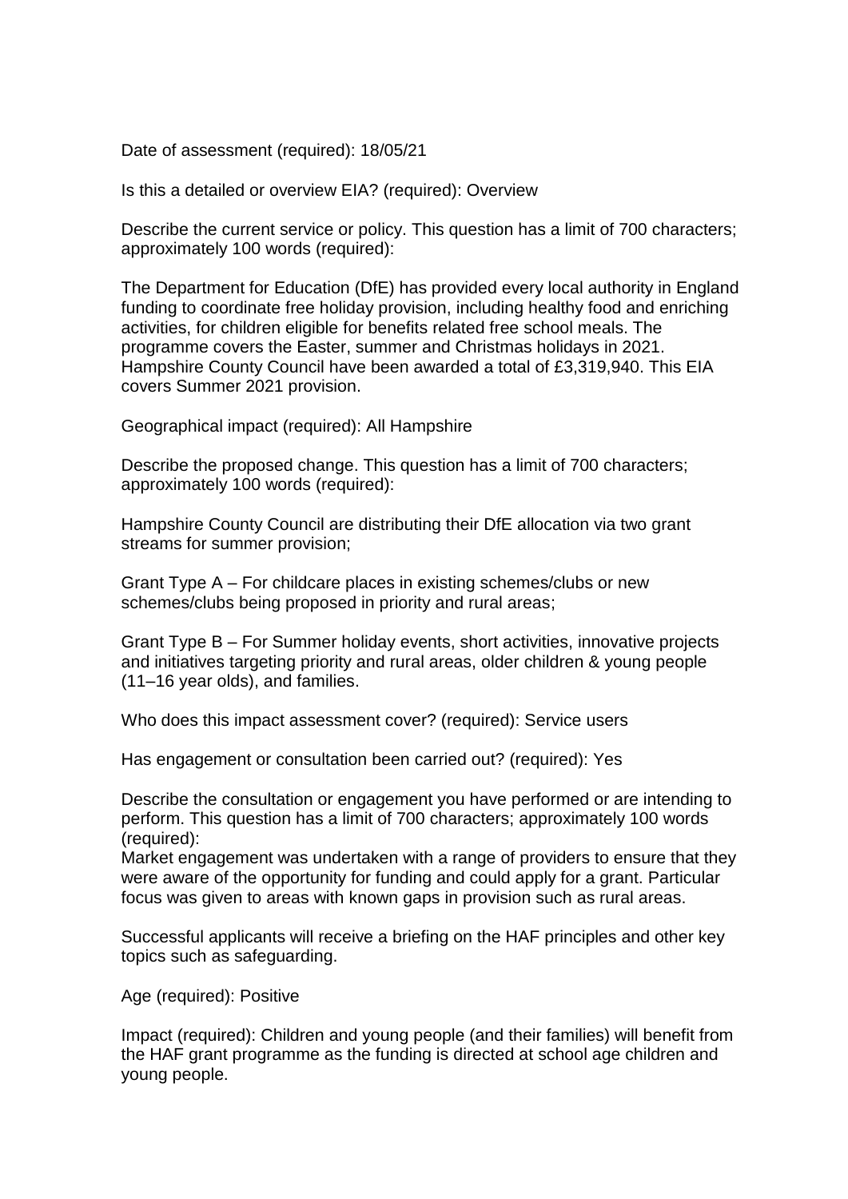Date of assessment (required): 18/05/21

Is this a detailed or overview EIA? (required): Overview

Describe the current service or policy. This question has a limit of 700 characters; approximately 100 words (required):

The Department for Education (DfE) has provided every local authority in England funding to coordinate free holiday provision, including healthy food and enriching activities, for children eligible for benefits related free school meals. The programme covers the Easter, summer and Christmas holidays in 2021. Hampshire County Council have been awarded a total of £3,319,940. This EIA covers Summer 2021 provision.

Geographical impact (required): All Hampshire

Describe the proposed change. This question has a limit of 700 characters; approximately 100 words (required):

Hampshire County Council are distributing their DfE allocation via two grant streams for summer provision;

Grant Type A – For childcare places in existing schemes/clubs or new schemes/clubs being proposed in priority and rural areas;

Grant Type B – For Summer holiday events, short activities, innovative projects and initiatives targeting priority and rural areas, older children & young people (11–16 year olds), and families.

Who does this impact assessment cover? (required): Service users

Has engagement or consultation been carried out? (required): Yes

Describe the consultation or engagement you have performed or are intending to perform. This question has a limit of 700 characters; approximately 100 words (required):
Market engagement was undertaken with a range of providers to ensure that they were aware of the opportunity for funding and could apply for a grant. Particular focus was given to areas with known gaps in provision such as rural areas.

Successful applicants will receive a briefing on the HAF principles and other key topics such as safeguarding.

Age (required): Positive

Impact (required): Children and young people (and their families) will benefit from the HAF grant programme as the funding is directed at school age children and young people.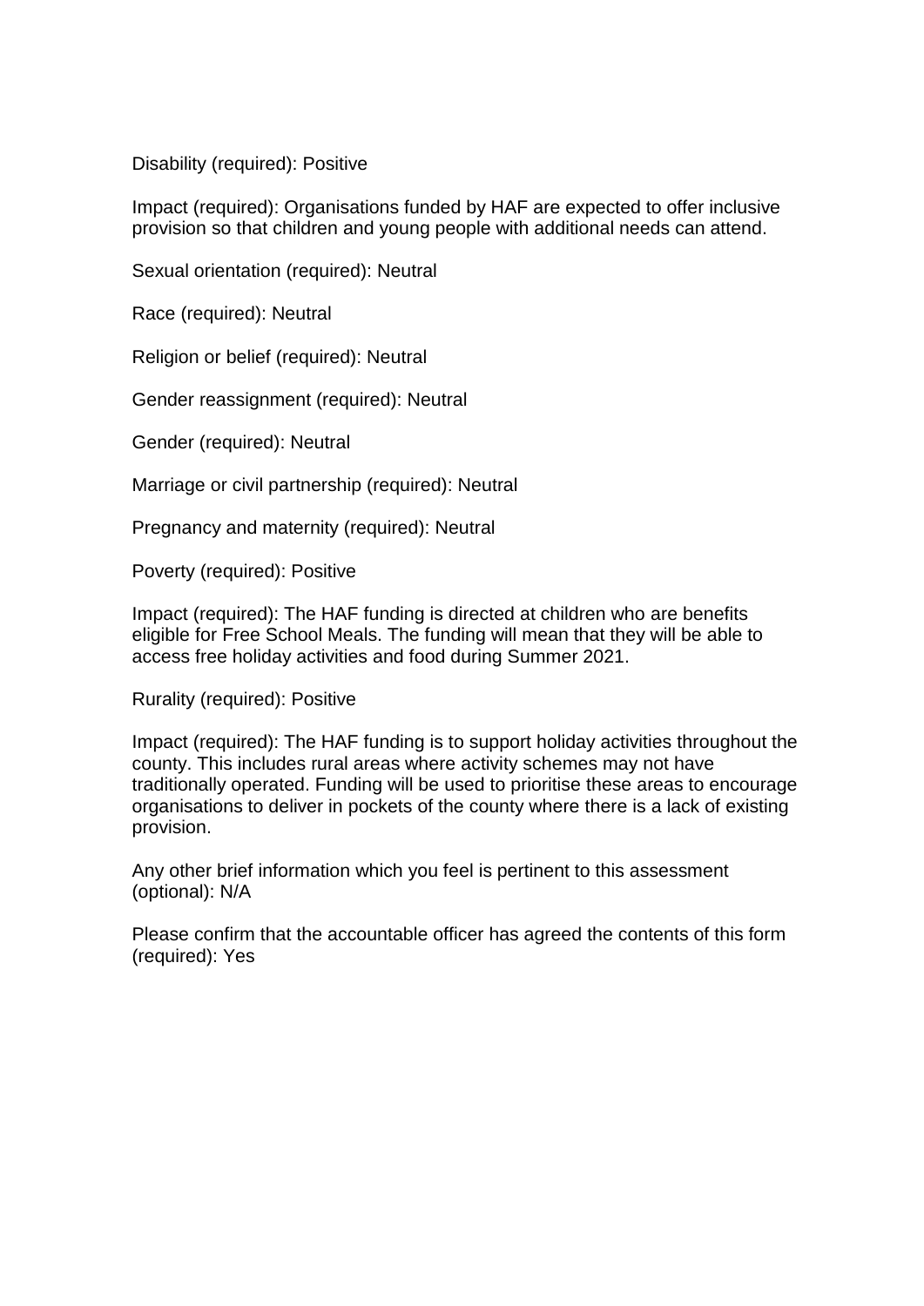Disability (required): Positive

Impact (required): Organisations funded by HAF are expected to offer inclusive provision so that children and young people with additional needs can attend.

Sexual orientation (required): Neutral

Race (required): Neutral

Religion or belief (required): Neutral

Gender reassignment (required): Neutral

Gender (required): Neutral

Marriage or civil partnership (required): Neutral

Pregnancy and maternity (required): Neutral

Poverty (required): Positive

Impact (required): The HAF funding is directed at children who are benefits eligible for Free School Meals. The funding will mean that they will be able to access free holiday activities and food during Summer 2021.

Rurality (required): Positive

Impact (required): The HAF funding is to support holiday activities throughout the county. This includes rural areas where activity schemes may not have traditionally operated. Funding will be used to prioritise these areas to encourage organisations to deliver in pockets of the county where there is a lack of existing provision.

Any other brief information which you feel is pertinent to this assessment (optional): N/A

Please confirm that the accountable officer has agreed the contents of this form (required): Yes